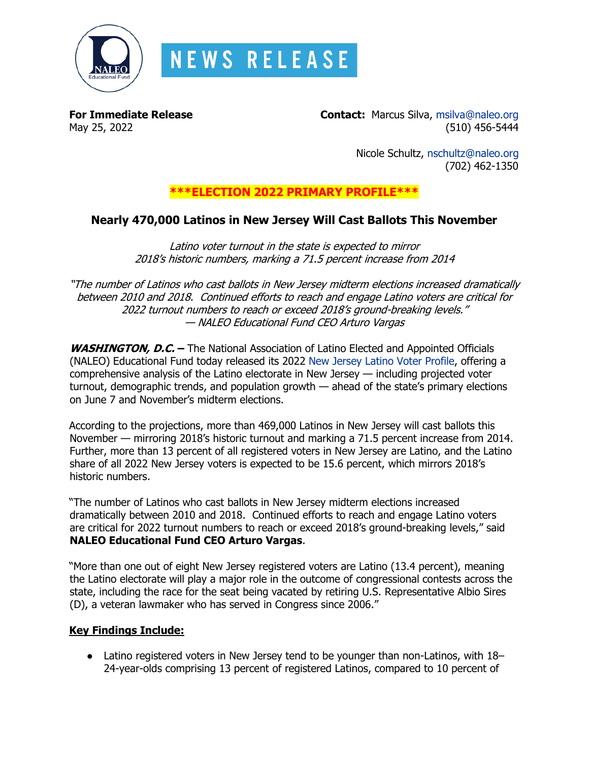# NEWS RELEASE

**For Immediate Release**
May 25, 2022

**Contact:** Marcus Silva, msilva@naleo.org
(510) 456-5444

Nicole Schultz, nschultz@naleo.org
(702) 462-1350

**\*\*\*ELECTION 2022 PRIMARY PROFILE\*\*\***

## Nearly 470,000 Latinos in New Jersey Will Cast Ballots This November

*Latino voter turnout in the state is expected to mirror 2018's historic numbers, marking a 71.5 percent increase from 2014*

*"The number of Latinos who cast ballots in New Jersey midterm elections increased dramatically between 2010 and 2018. Continued efforts to reach and engage Latino voters are critical for 2022 turnout numbers to reach or exceed 2018's ground-breaking levels." — NALEO Educational Fund CEO Arturo Vargas*

***WASHINGTON, D.C.*** **–** The National Association of Latino Elected and Appointed Officials (NALEO) Educational Fund today released its 2022 New Jersey Latino Voter Profile, offering a comprehensive analysis of the Latino electorate in New Jersey — including projected voter turnout, demographic trends, and population growth — ahead of the state's primary elections on June 7 and November's midterm elections.

According to the projections, more than 469,000 Latinos in New Jersey will cast ballots this November — mirroring 2018's historic turnout and marking a 71.5 percent increase from 2014. Further, more than 13 percent of all registered voters in New Jersey are Latino, and the Latino share of all 2022 New Jersey voters is expected to be 15.6 percent, which mirrors 2018's historic numbers.

"The number of Latinos who cast ballots in New Jersey midterm elections increased dramatically between 2010 and 2018. Continued efforts to reach and engage Latino voters are critical for 2022 turnout numbers to reach or exceed 2018's ground-breaking levels," said **NALEO Educational Fund CEO Arturo Vargas**.

"More than one out of eight New Jersey registered voters are Latino (13.4 percent), meaning the Latino electorate will play a major role in the outcome of congressional contests across the state, including the race for the seat being vacated by retiring U.S. Representative Albio Sires (D), a veteran lawmaker who has served in Congress since 2006."

### Key Findings Include:

- Latino registered voters in New Jersey tend to be younger than non-Latinos, with 18–24-year-olds comprising 13 percent of registered Latinos, compared to 10 percent of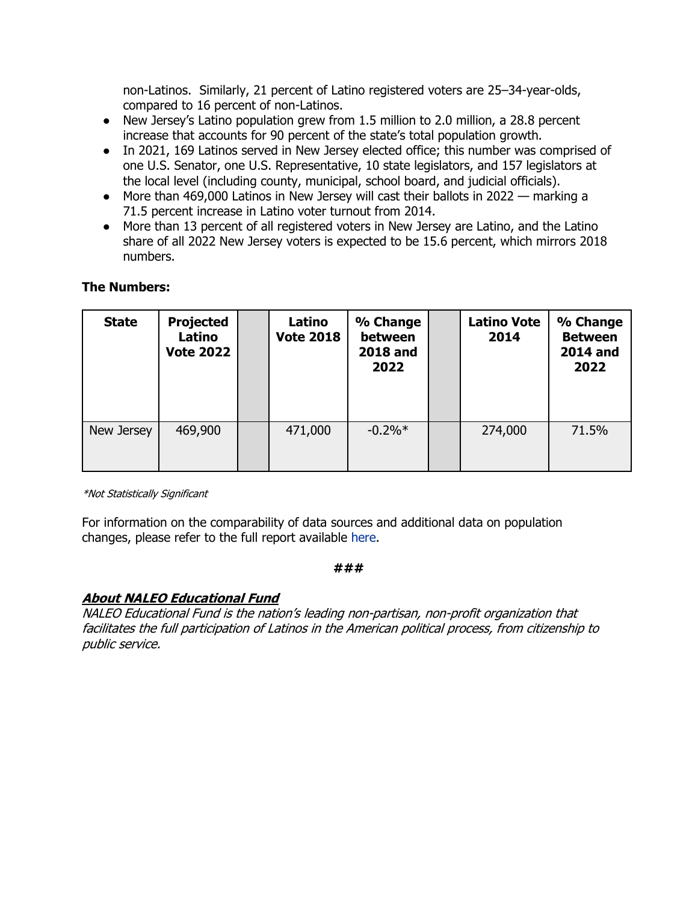non-Latinos. Similarly, 21 percent of Latino registered voters are 25–34-year-olds, compared to 16 percent of non-Latinos.

- New Jersey's Latino population grew from 1.5 million to 2.0 million, a 28.8 percent increase that accounts for 90 percent of the state's total population growth.
- In 2021, 169 Latinos served in New Jersey elected office; this number was comprised of one U.S. Senator, one U.S. Representative, 10 state legislators, and 157 legislators at the local level (including county, municipal, school board, and judicial officials).
- More than 469,000 Latinos in New Jersey will cast their ballots in 2022 — marking a 71.5 percent increase in Latino voter turnout from 2014.
- More than 13 percent of all registered voters in New Jersey are Latino, and the Latino share of all 2022 New Jersey voters is expected to be 15.6 percent, which mirrors 2018 numbers.

**The Numbers:**

| State | Projected Latino Vote 2022 | | Latino Vote 2018 | % Change between 2018 and 2022 | | Latino Vote 2014 | % Change Between 2014 and 2022 |
|---|---|---|---|---|---|---|---|
| New Jersey | 469,900 | | 471,000 | -0.2%* | | 274,000 | 71.5% |

*\*Not Statistically Significant*

For information on the comparability of data sources and additional data on population changes, please refer to the full report available here.

###

## ***About NALEO Educational Fund***

*NALEO Educational Fund is the nation's leading non-partisan, non-profit organization that facilitates the full participation of Latinos in the American political process, from citizenship to public service.*